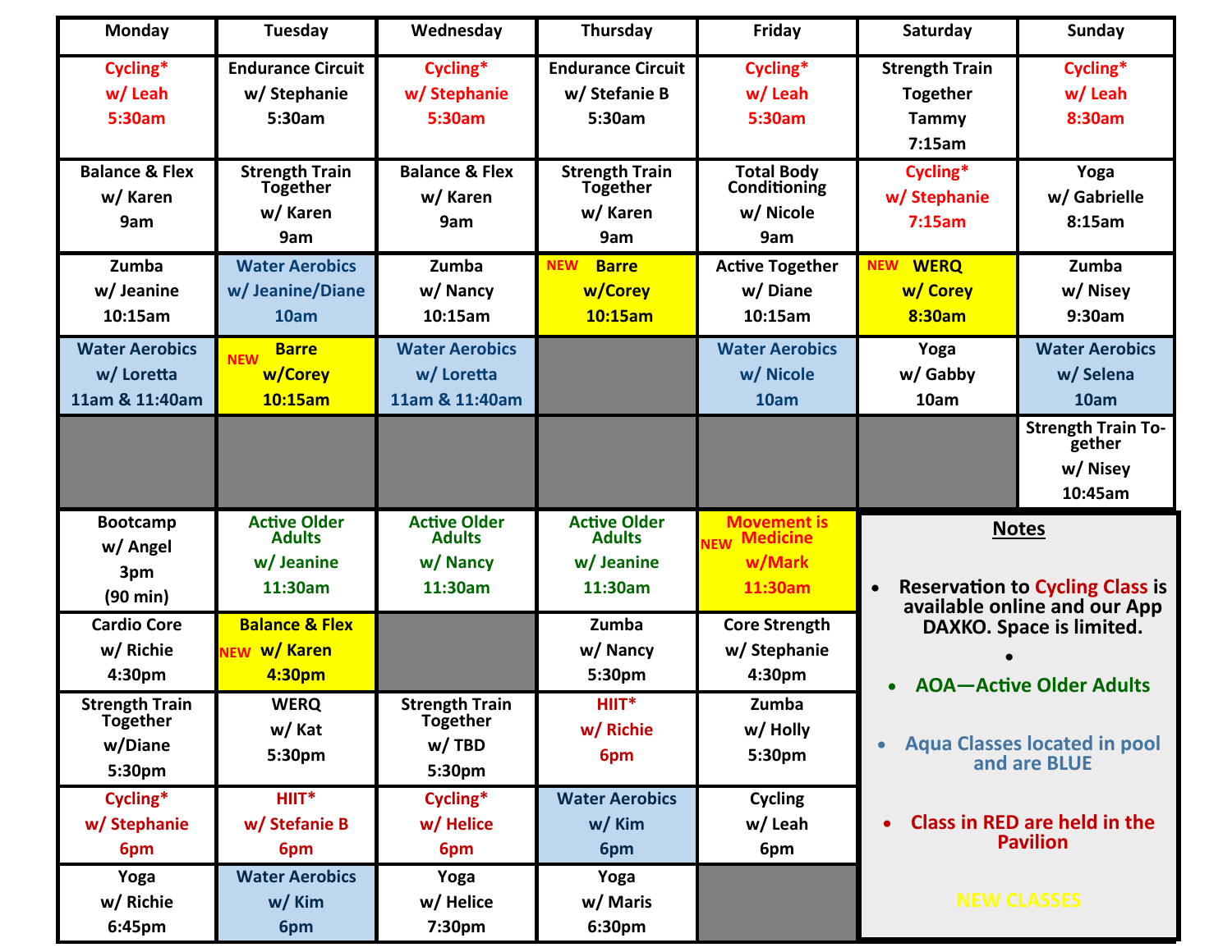| Monday | Tuesday | Wednesday | Thursday | Friday | Saturday | Sunday |
|---|---|---|---|---|---|---|
| Cycling* w/ Leah 5:30am | Endurance Circuit w/ Stephanie 5:30am | Cycling* w/ Stephanie 5:30am | Endurance Circuit w/ Stefanie B 5:30am | Cycling* w/ Leah 5:30am | Strength Train Together Tammy 7:15am | Cycling* w/ Leah 8:30am |
| Balance & Flex w/ Karen 9am | Strength Train Together w/ Karen 9am | Balance & Flex w/ Karen 9am | Strength Train Together w/ Karen 9am | Total Body Conditioning w/ Nicole 9am | Cycling* w/ Stephanie 7:15am | Yoga w/ Gabrielle 8:15am |
| Zumba w/ Jeanine 10:15am | Water Aerobics w/ Jeanine/Diane 10am | Zumba w/ Nancy 10:15am | NEW Barre w/Corey 10:15am | Active Together w/ Diane 10:15am | NEW WERQ w/ Corey 8:30am | Zumba w/ Nisey 9:30am |
| Water Aerobics w/ Loretta 11am & 11:40am | NEW Barre w/Corey 10:15am | Water Aerobics w/ Loretta 11am & 11:40am | | Water Aerobics w/ Nicole 10am | Yoga w/ Gabby 10am | Water Aerobics w/ Selena 10am |
| | | | | | | Strength Train Together w/ Nisey 10:45am |
| Bootcamp w/ Angel 3pm (90 min) | Active Older Adults w/ Jeanine 11:30am | Active Older Adults w/ Nancy 11:30am | Active Older Adults w/ Jeanine 11:30am | NEW Movement is Medicine w/Mark 11:30am | | |
| Cardio Core w/ Richie 4:30pm | NEW Balance & Flex w/ Karen 4:30pm | | Zumba w/ Nancy 5:30pm | Core Strength w/ Stephanie 4:30pm | | |
| Strength Train Together w/Diane 5:30pm | WERQ w/ Kat 5:30pm | Strength Train Together w/ TBD 5:30pm | HIIT* w/ Richie 6pm | Zumba w/ Holly 5:30pm | | |
| Cycling* w/ Stephanie 6pm | HIIT* w/ Stefanie B 6pm | Cycling* w/ Helice 6pm | Water Aerobics w/ Kim 6pm | Cycling w/ Leah 6pm | | |
| Yoga w/ Richie 6:45pm | Water Aerobics w/ Kim 6pm | Yoga w/ Helice 7:30pm | Yoga w/ Maris 6:30pm | | | |

## Notes

- Reservation to Cycling Class is available online and our App DAXKO. Space is limited.
- AOA—Active Older Adults
- Aqua Classes located in pool and are BLUE
- Class in RED are held in the Pavilion

NEW CLASSES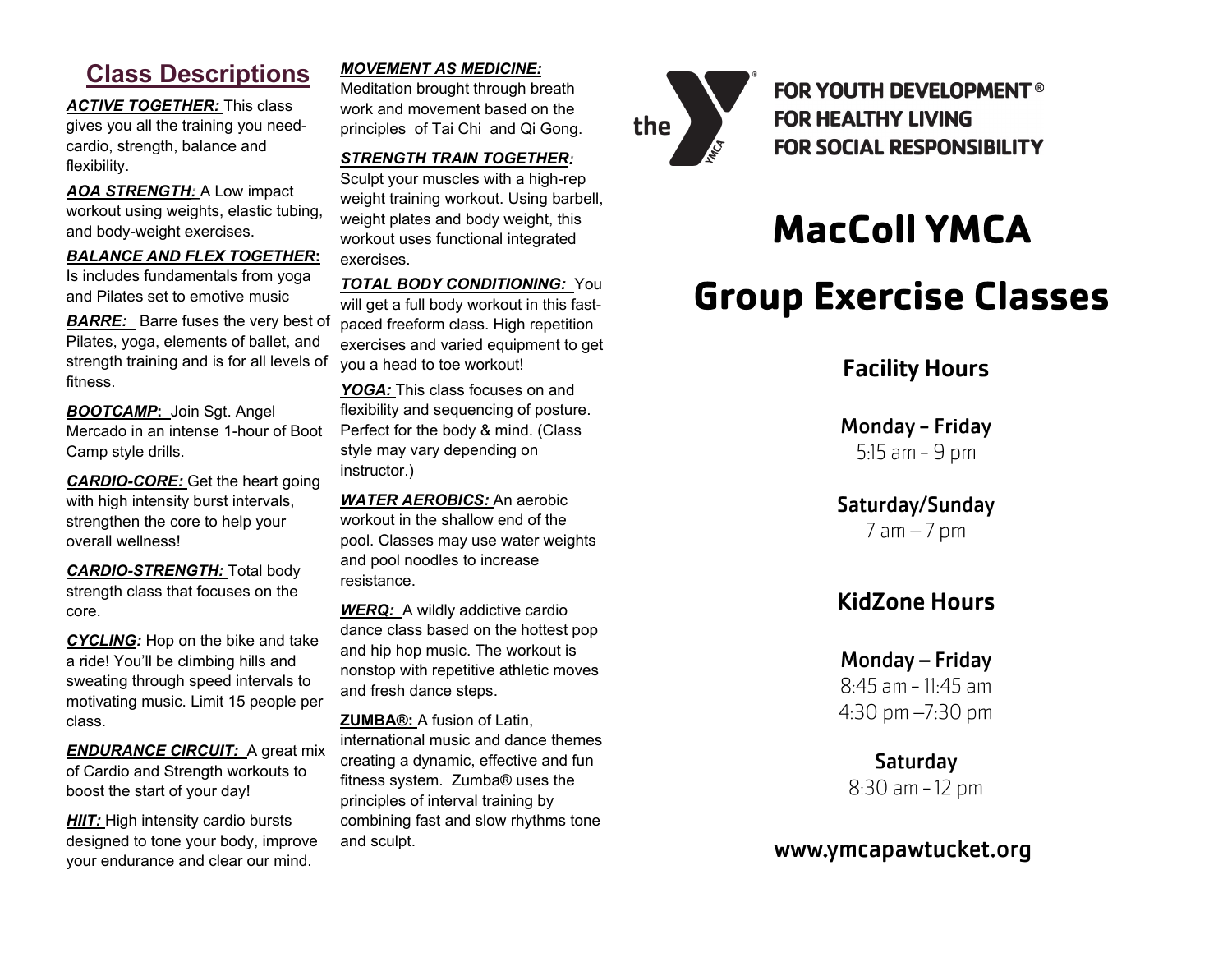## Class Descriptions

***ACTIVE TOGETHER:*** This class gives you all the training you need- cardio, strength, balance and flexibility.

***AOA STRENGTH:*** A Low impact workout using weights, elastic tubing, and body-weight exercises.

***BALANCE AND FLEX TOGETHER*:** Is includes fundamentals from yoga and Pilates set to emotive music

***BARRE:*** Barre fuses the very best of Pilates, yoga, elements of ballet, and strength training and is for all levels of fitness.

***BOOTCAMP*:** Join Sgt. Angel Mercado in an intense 1-hour of Boot Camp style drills.

***CARDIO-CORE:*** Get the heart going with high intensity burst intervals, strengthen the core to help your overall wellness!

***CARDIO-STRENGTH:*** Total body strength class that focuses on the core.

***CYCLING:*** Hop on the bike and take a ride! You'll be climbing hills and sweating through speed intervals to motivating music. Limit 15 people per class.

***ENDURANCE CIRCUIT:*** A great mix of Cardio and Strength workouts to boost the start of your day!

***HIIT:*** High intensity cardio bursts designed to tone your body, improve your endurance and clear our mind.

***MOVEMENT AS MEDICINE:***
Meditation brought through breath work and movement based on the principles of Tai Chi and Qi Gong.

***STRENGTH TRAIN TOGETHER:***
Sculpt your muscles with a high-rep weight training workout. Using barbell, weight plates and body weight, this workout uses functional integrated exercises.

***TOTAL BODY CONDITIONING:*** You will get a full body workout in this fast-paced freeform class. High repetition exercises and varied equipment to get you a head to toe workout!

***YOGA:*** This class focuses on and flexibility and sequencing of posture. Perfect for the body & mind. (Class style may vary depending on instructor.)

***WATER AEROBICS:*** An aerobic workout in the shallow end of the pool. Classes may use water weights and pool noodles to increase resistance.

***WERQ:*** A wildly addictive cardio dance class based on the hottest pop and hip hop music. The workout is nonstop with repetitive athletic moves and fresh dance steps.

**ZUMBA®:** A fusion of Latin, international music and dance themes creating a dynamic, effective and fun fitness system. Zumba® uses the principles of interval training by combining fast and slow rhythms tone and sculpt.

the YMCA

**FOR YOUTH DEVELOPMENT®**
**FOR HEALTHY LIVING**
**FOR SOCIAL RESPONSIBILITY**

# MacColl YMCA

# Group Exercise Classes

### Facility Hours

**Monday – Friday**
5:15 am – 9 pm

**Saturday/Sunday**
7 am – 7 pm

### KidZone Hours

**Monday – Friday**
8:45 am – 11:45 am
4:30 pm –7:30 pm

**Saturday**
8:30 am – 12 pm

**www.ymcapawtucket.org**